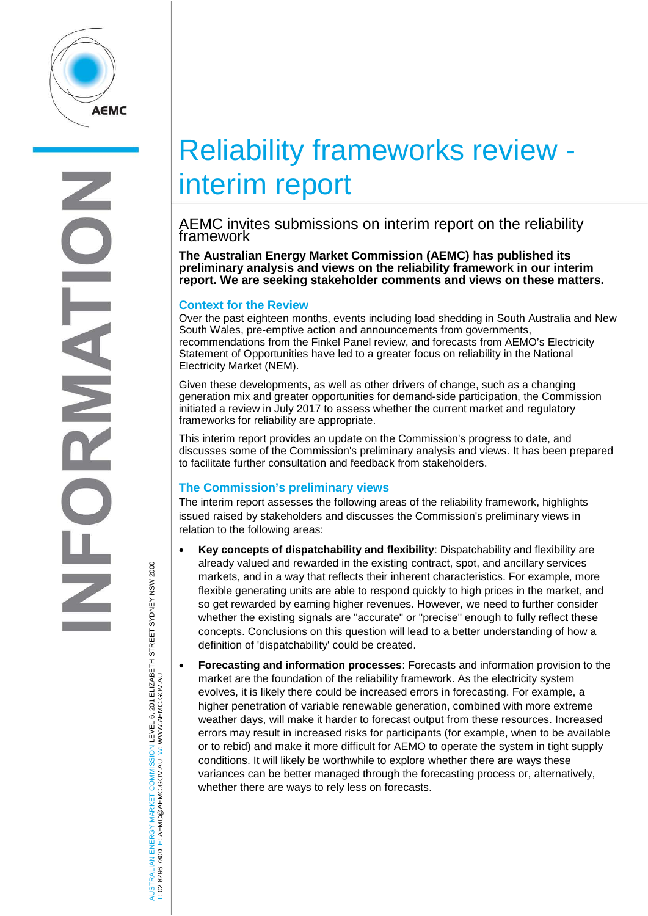# Reliability frameworks review - interim report

## AEMC invites submissions on interim report on the reliability framework

**The Australian Energy Market Commission (AEMC) has published its preliminary analysis and views on the reliability framework in our interim report. We are seeking stakeholder comments and views on these matters.**

### Context for the Review

Over the past eighteen months, events including load shedding in South Australia and New South Wales, pre-emptive action and announcements from governments, recommendations from the Finkel Panel review, and forecasts from AEMO's Electricity Statement of Opportunities have led to a greater focus on reliability in the National Electricity Market (NEM).

Given these developments, as well as other drivers of change, such as a changing generation mix and greater opportunities for demand-side participation, the Commission initiated a review in July 2017 to assess whether the current market and regulatory frameworks for reliability are appropriate.

This interim report provides an update on the Commission's progress to date, and discusses some of the Commission's preliminary analysis and views. It has been prepared to facilitate further consultation and feedback from stakeholders.

### The Commission's preliminary views

The interim report assesses the following areas of the reliability framework, highlights issued raised by stakeholders and discusses the Commission's preliminary views in relation to the following areas:

- **Key concepts of dispatchability and flexibility**: Dispatchability and flexibility are already valued and rewarded in the existing contract, spot, and ancillary services markets, and in a way that reflects their inherent characteristics. For example, more flexible generating units are able to respond quickly to high prices in the market, and so get rewarded by earning higher revenues. However, we need to further consider whether the existing signals are "accurate" or "precise" enough to fully reflect these concepts. Conclusions on this question will lead to a better understanding of how a definition of 'dispatchability' could be created.
- **Forecasting and information processes**: Forecasts and information provision to the market are the foundation of the reliability framework. As the electricity system evolves, it is likely there could be increased errors in forecasting. For example, a higher penetration of variable renewable generation, combined with more extreme weather days, will make it harder to forecast output from these resources. Increased errors may result in increased risks for participants (for example, when to be available or to rebid) and make it more difficult for AEMO to operate the system in tight supply conditions. It will likely be worthwhile to explore whether there are ways these variances can be better managed through the forecasting process or, alternatively, whether there are ways to rely less on forecasts.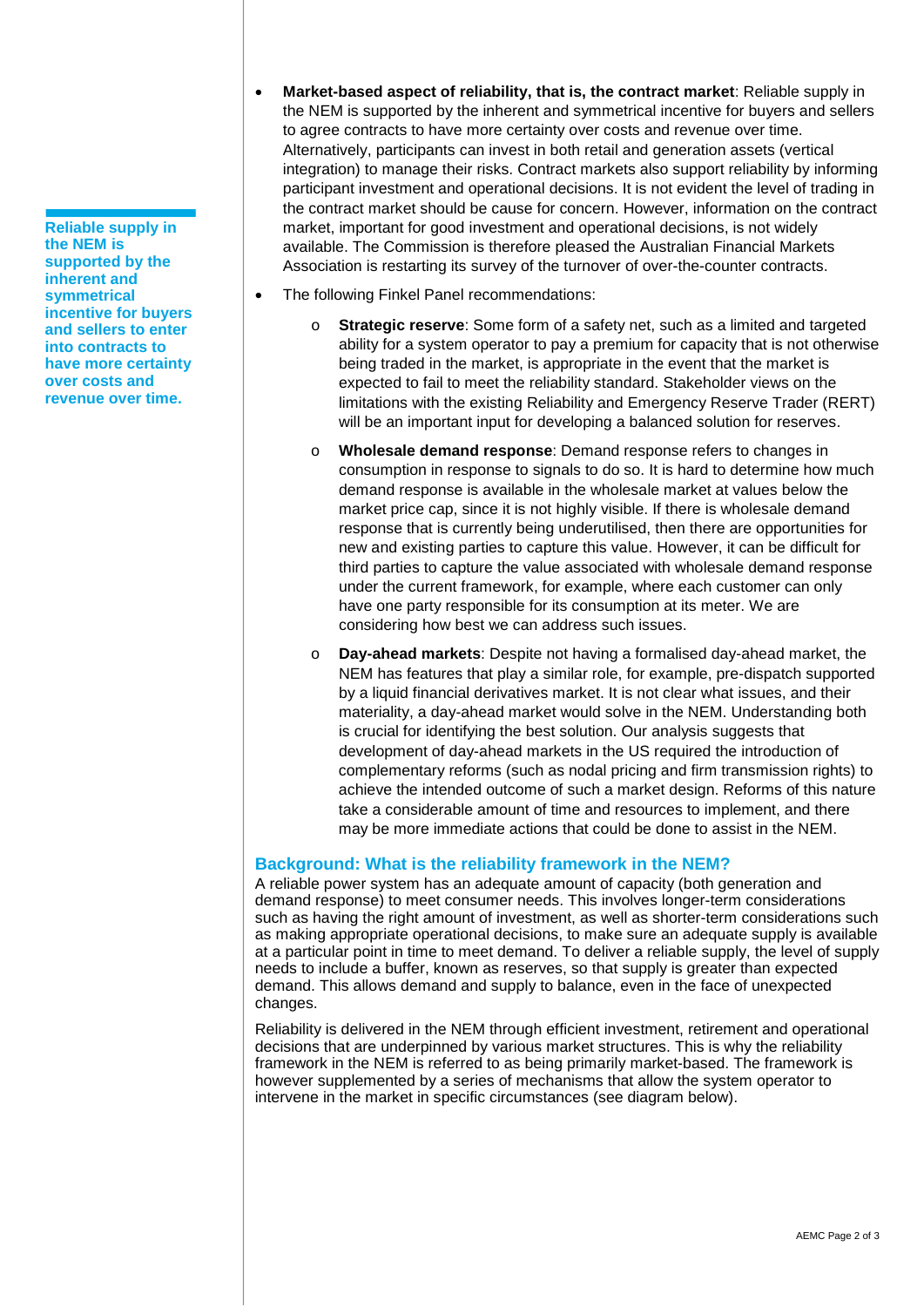**Reliable supply in the NEM is supported by the inherent and symmetrical incentive for buyers and sellers to enter into contracts to have more certainty over costs and revenue over time.**

- **Market-based aspect of reliability, that is, the contract market**: Reliable supply in the NEM is supported by the inherent and symmetrical incentive for buyers and sellers to agree contracts to have more certainty over costs and revenue over time. Alternatively, participants can invest in both retail and generation assets (vertical integration) to manage their risks. Contract markets also support reliability by informing participant investment and operational decisions. It is not evident the level of trading in the contract market should be cause for concern. However, information on the contract market, important for good investment and operational decisions, is not widely available. The Commission is therefore pleased the Australian Financial Markets Association is restarting its survey of the turnover of over-the-counter contracts.
- The following Finkel Panel recommendations:
  - **Strategic reserve**: Some form of a safety net, such as a limited and targeted ability for a system operator to pay a premium for capacity that is not otherwise being traded in the market, is appropriate in the event that the market is expected to fail to meet the reliability standard. Stakeholder views on the limitations with the existing Reliability and Emergency Reserve Trader (RERT) will be an important input for developing a balanced solution for reserves.
  - **Wholesale demand response**: Demand response refers to changes in consumption in response to signals to do so. It is hard to determine how much demand response is available in the wholesale market at values below the market price cap, since it is not highly visible. If there is wholesale demand response that is currently being underutilised, then there are opportunities for new and existing parties to capture this value. However, it can be difficult for third parties to capture the value associated with wholesale demand response under the current framework, for example, where each customer can only have one party responsible for its consumption at its meter. We are considering how best we can address such issues.
  - **Day-ahead markets**: Despite not having a formalised day-ahead market, the NEM has features that play a similar role, for example, pre-dispatch supported by a liquid financial derivatives market. It is not clear what issues, and their materiality, a day-ahead market would solve in the NEM. Understanding both is crucial for identifying the best solution. Our analysis suggests that development of day-ahead markets in the US required the introduction of complementary reforms (such as nodal pricing and firm transmission rights) to achieve the intended outcome of such a market design. Reforms of this nature take a considerable amount of time and resources to implement, and there may be more immediate actions that could be done to assist in the NEM.

## Background: What is the reliability framework in the NEM?

A reliable power system has an adequate amount of capacity (both generation and demand response) to meet consumer needs. This involves longer-term considerations such as having the right amount of investment, as well as shorter-term considerations such as making appropriate operational decisions, to make sure an adequate supply is available at a particular point in time to meet demand. To deliver a reliable supply, the level of supply needs to include a buffer, known as reserves, so that supply is greater than expected demand. This allows demand and supply to balance, even in the face of unexpected changes.

Reliability is delivered in the NEM through efficient investment, retirement and operational decisions that are underpinned by various market structures. This is why the reliability framework in the NEM is referred to as being primarily market-based. The framework is however supplemented by a series of mechanisms that allow the system operator to intervene in the market in specific circumstances (see diagram below).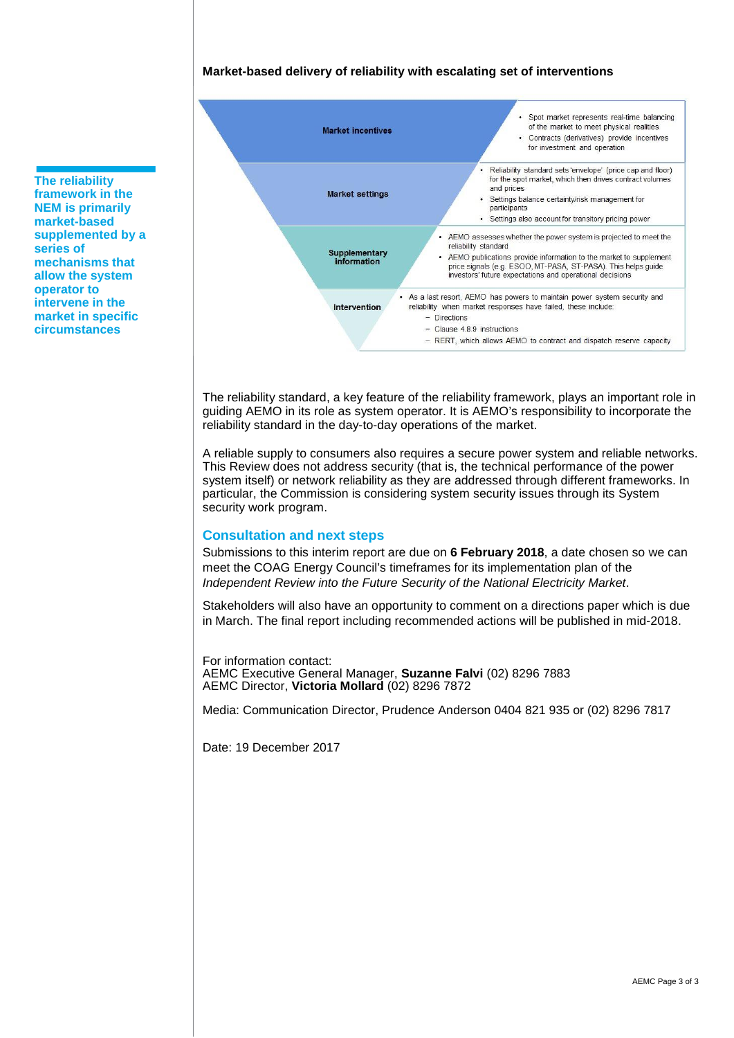**The reliability framework in the NEM is primarily market-based supplemented by a series of mechanisms that allow the system operator to intervene in the market in specific circumstances**

**Market-based delivery of reliability with escalating set of interventions**

Market incentives
- Spot market represents real-time balancing of the market to meet physical realities
- Contracts (derivatives) provide incentives for investment and operation

Market settings
- Reliability standard sets 'envelope' (price cap and floor) for the spot market, which then drives contract volumes and prices
- Settings balance certainty/risk management for participants
- Settings also account for transitory pricing power

Supplementary information
- AEMO assesses whether the power system is projected to meet the reliability standard
- AEMO publications provide information to the market to supplement price signals (e.g. ESOO, MT-PASA, ST-PASA). This helps guide investors' future expectations and operational decisions

Intervention
- As a last resort, AEMO has powers to maintain power system security and reliability when market responses have failed, these include:
  - Directions
  - Clause 4.8.9 instructions
  - RERT, which allows AEMO to contract and dispatch reserve capacity

The reliability standard, a key feature of the reliability framework, plays an important role in guiding AEMO in its role as system operator. It is AEMO's responsibility to incorporate the reliability standard in the day-to-day operations of the market.

A reliable supply to consumers also requires a secure power system and reliable networks. This Review does not address security (that is, the technical performance of the power system itself) or network reliability as they are addressed through different frameworks. In particular, the Commission is considering system security issues through its System security work program.

## Consultation and next steps

Submissions to this interim report are due on **6 February 2018**, a date chosen so we can meet the COAG Energy Council's timeframes for its implementation plan of the *Independent Review into the Future Security of the National Electricity Market*.

Stakeholders will also have an opportunity to comment on a directions paper which is due in March. The final report including recommended actions will be published in mid-2018.

For information contact:
AEMC Executive General Manager, **Suzanne Falvi** (02) 8296 7883
AEMC Director, **Victoria Mollard** (02) 8296 7872

Media: Communication Director, Prudence Anderson 0404 821 935 or (02) 8296 7817

Date: 19 December 2017